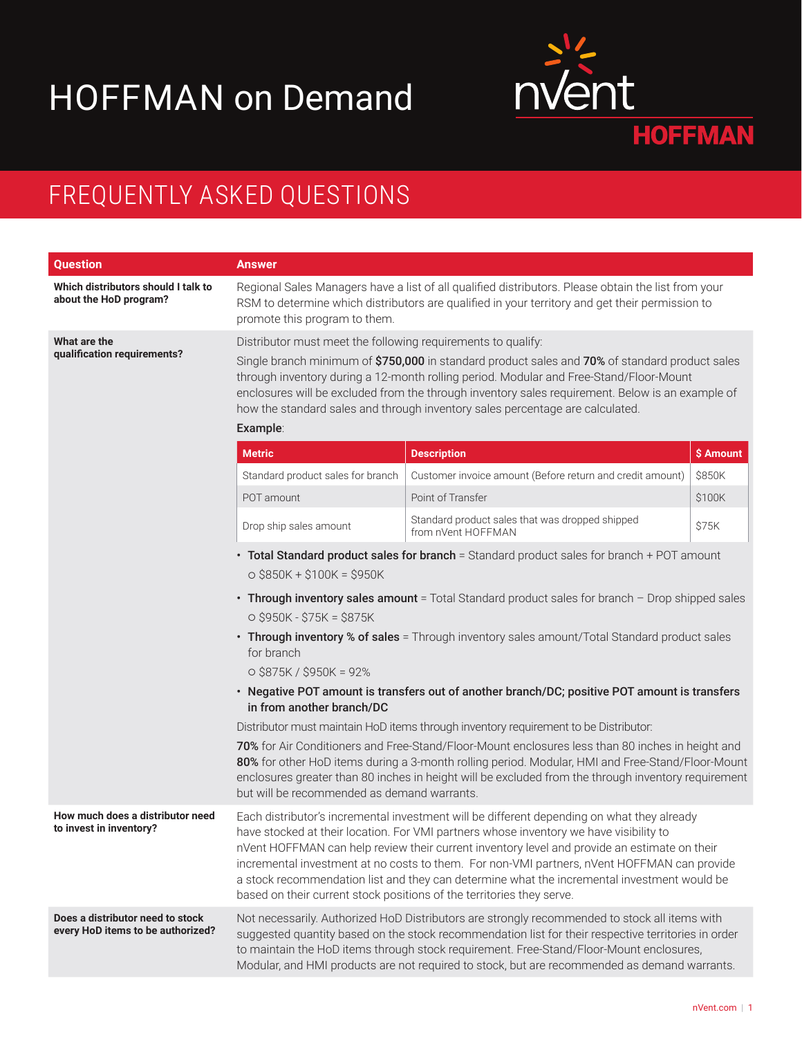# HOFFMAN on Demand

nVent HOFFMAN

## FREQUENTLY ASKED QUESTIONS

| Question | Answer |
|---|---|
| **Which distributors should I talk to about the HoD program?** | Regional Sales Managers have a list of all qualified distributors. Please obtain the list from your RSM to determine which distributors are qualified in your territory and get their permission to promote this program to them. |
| **What are the qualification requirements?** | Distributor must meet the following requirements to qualify:<br><br>Single branch minimum of **$750,000** in standard product sales and **70%** of standard product sales through inventory during a 12-month rolling period. Modular and Free-Stand/Floor-Mount enclosures will be excluded from the through inventory sales requirement. Below is an example of how the standard sales and through inventory sales percentage are calculated.<br><br>**Example**:<br><br>• Metric: Standard product sales for branch — Description: Customer invoice amount (Before return and credit amount) — $ Amount: $850K<br>• Metric: POT amount — Description: Point of Transfer — $ Amount: $100K<br>• Metric: Drop ship sales amount — Description: Standard product sales that was dropped shipped from nVent HOFFMAN — $ Amount: $75K<br><br>• **Total Standard product sales for branch** = Standard product sales for branch + POT amount<br>○ $850K + $100K = $950K<br>• **Through inventory sales amount** = Total Standard product sales for branch – Drop shipped sales<br>○ $950K - $75K = $875K<br>• **Through inventory % of sales** = Through inventory sales amount/Total Standard product sales for branch<br>○ $875K / $950K = 92%<br>• **Negative POT amount is transfers out of another branch/DC; positive POT amount is transfers in from another branch/DC**<br><br>Distributor must maintain HoD items through inventory requirement to be Distributor:<br><br>**70%** for Air Conditioners and Free-Stand/Floor-Mount enclosures less than 80 inches in height and **80%** for other HoD items during a 3-month rolling period. Modular, HMI and Free-Stand/Floor-Mount enclosures greater than 80 inches in height will be excluded from the through inventory requirement but will be recommended as demand warrants. |
| **How much does a distributor need to invest in inventory?** | Each distributor's incremental investment will be different depending on what they already have stocked at their location. For VMI partners whose inventory we have visibility to nVent HOFFMAN can help review their current inventory level and provide an estimate on their incremental investment at no costs to them. For non-VMI partners, nVent HOFFMAN can provide a stock recommendation list and they can determine what the incremental investment would be based on their current stock positions of the territories they serve. |
| **Does a distributor need to stock every HoD items to be authorized?** | Not necessarily. Authorized HoD Distributors are strongly recommended to stock all items with suggested quantity based on the stock recommendation list for their respective territories in order to maintain the HoD items through stock requirement. Free-Stand/Floor-Mount enclosures, Modular, and HMI products are not required to stock, but are recommended as demand warrants. |

Example table:

| Metric | Description | $ Amount |
|---|---|---|
| Standard product sales for branch | Customer invoice amount (Before return and credit amount) | $850K |
| POT amount | Point of Transfer | $100K |
| Drop ship sales amount | Standard product sales that was dropped shipped from nVent HOFFMAN | $75K |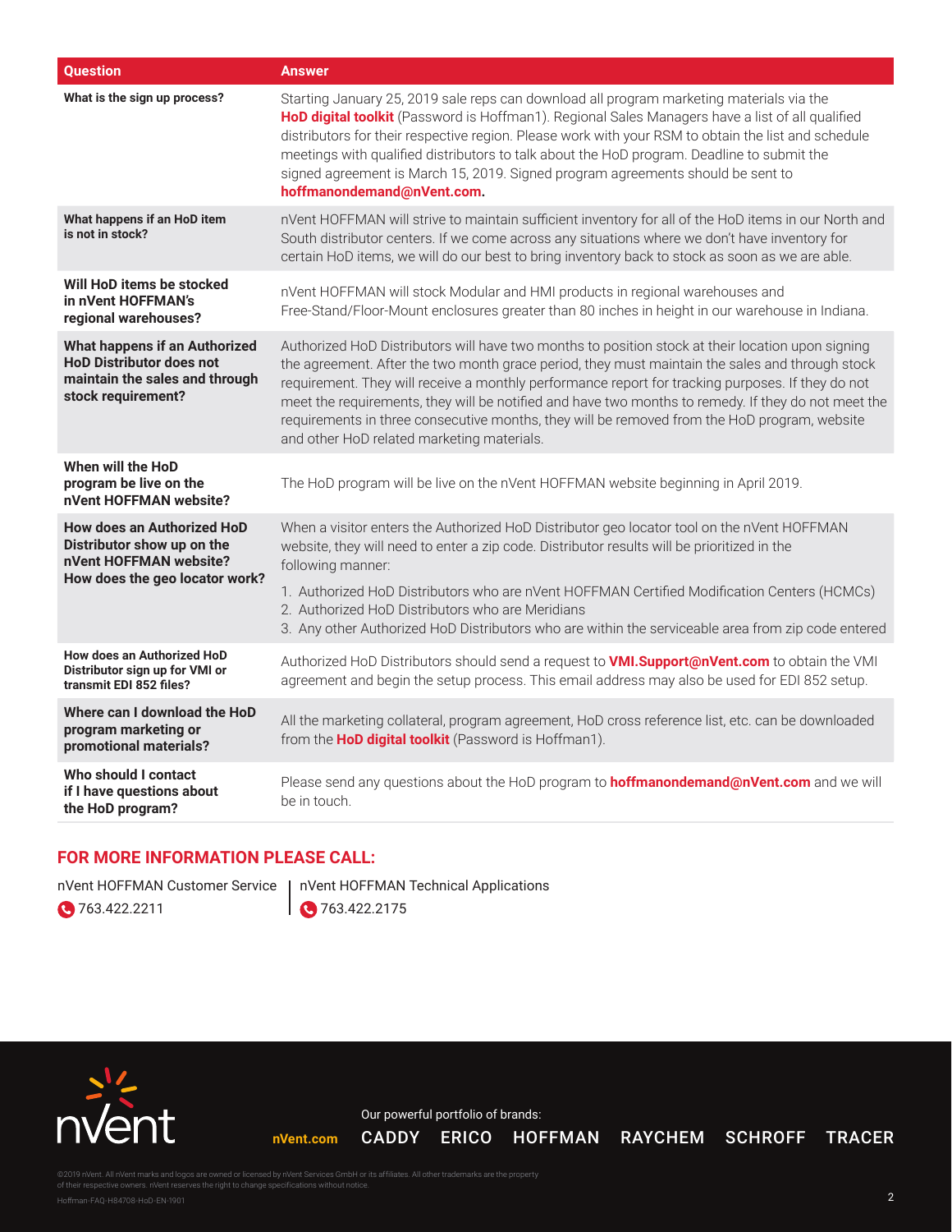| Question | Answer |
|---|---|
| **What is the sign up process?** | Starting January 25, 2019 sale reps can download all program marketing materials via the **HoD digital toolkit** (Password is Hoffman1). Regional Sales Managers have a list of all qualified distributors for their respective region. Please work with your RSM to obtain the list and schedule meetings with qualified distributors to talk about the HoD program. Deadline to submit the signed agreement is March 15, 2019. Signed program agreements should be sent to **hoffmanondemand@nVent.com.** |
| **What happens if an HoD item is not in stock?** | nVent HOFFMAN will strive to maintain sufficient inventory for all of the HoD items in our North and South distributor centers. If we come across any situations where we don't have inventory for certain HoD items, we will do our best to bring inventory back to stock as soon as we are able. |
| **Will HoD items be stocked in nVent HOFFMAN's regional warehouses?** | nVent HOFFMAN will stock Modular and HMI products in regional warehouses and Free-Stand/Floor-Mount enclosures greater than 80 inches in height in our warehouse in Indiana. |
| **What happens if an Authorized HoD Distributor does not maintain the sales and through stock requirement?** | Authorized HoD Distributors will have two months to position stock at their location upon signing the agreement. After the two month grace period, they must maintain the sales and through stock requirement. They will receive a monthly performance report for tracking purposes. If they do not meet the requirements, they will be notified and have two months to remedy. If they do not meet the requirements in three consecutive months, they will be removed from the HoD program, website and other HoD related marketing materials. |
| **When will the HoD program be live on the nVent HOFFMAN website?** | The HoD program will be live on the nVent HOFFMAN website beginning in April 2019. |
| **How does an Authorized HoD Distributor show up on the nVent HOFFMAN website? How does the geo locator work?** | When a visitor enters the Authorized HoD Distributor geo locator tool on the nVent HOFFMAN website, they will need to enter a zip code. Distributor results will be prioritized in the following manner: 1. Authorized HoD Distributors who are nVent HOFFMAN Certified Modification Centers (HCMCs) 2. Authorized HoD Distributors who are Meridians 3. Any other Authorized HoD Distributors who are within the serviceable area from zip code entered |
| **How does an Authorized HoD Distributor sign up for VMI or transmit EDI 852 files?** | Authorized HoD Distributors should send a request to **VMI.Support@nVent.com** to obtain the VMI agreement and begin the setup process. This email address may also be used for EDI 852 setup. |
| **Where can I download the HoD program marketing or promotional materials?** | All the marketing collateral, program agreement, HoD cross reference list, etc. can be downloaded from the **HoD digital toolkit** (Password is Hoffman1). |
| **Who should I contact if I have questions about the HoD program?** | Please send any questions about the HoD program to **hoffmanondemand@nVent.com** and we will be in touch. |

## FOR MORE INFORMATION PLEASE CALL:

nVent HOFFMAN Customer Service
763.422.2211

nVent HOFFMAN Technical Applications
763.422.2175

nVent.com

Our powerful portfolio of brands:

CADDY ERICO HOFFMAN RAYCHEM SCHROFF TRACER

©2019 nVent. All nVent marks and logos are owned or licensed by nVent Services GmbH or its affiliates. All other trademarks are the property of their respective owners. nVent reserves the right to change specifications without notice.

Hoffman-FAQ-H84708-HoD-EN-1901